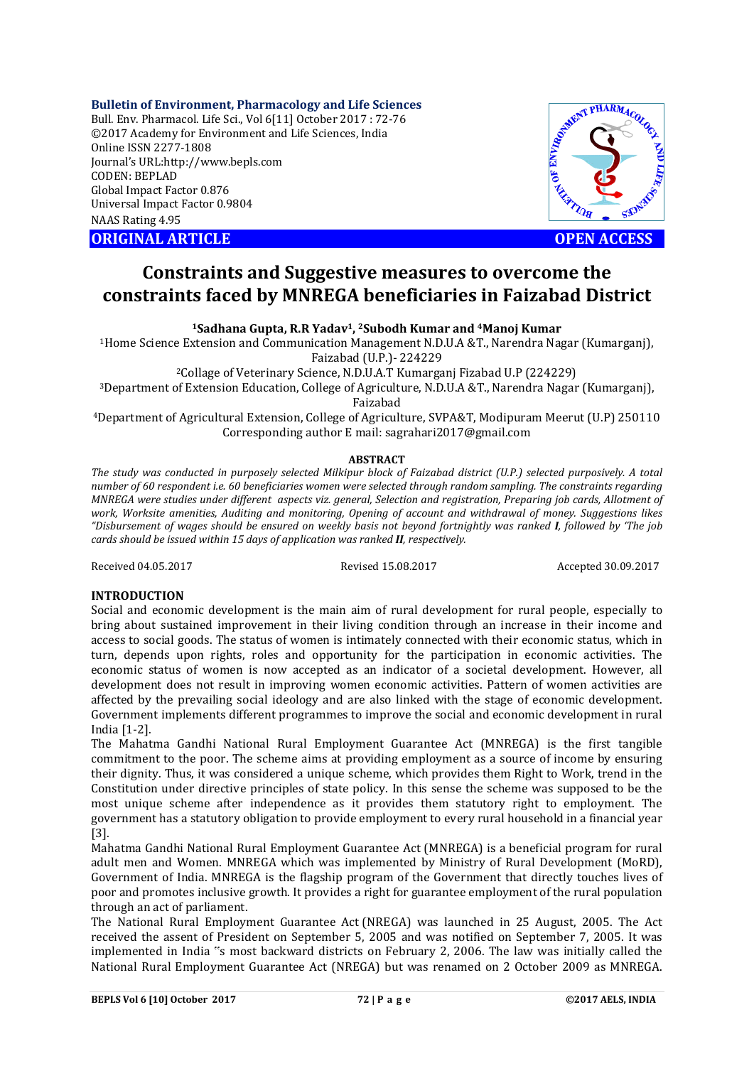Bulletin of Environment, Pharmacology and Life Sciences
Bull. Env. Pharmacol. Life Sci., Vol 6[11] October 2017 : 72-76
©2017 Academy for Environment and Life Sciences, India
Online ISSN 2277-1808
Journal's URL:http://www.bepls.com
CODEN: BEPLAD
Global Impact Factor 0.876
Universal Impact Factor 0.9804
NAAS Rating 4.95

**ORIGINAL ARTICLE** **OPEN ACCESS**

# Constraints and Suggestive measures to overcome the constraints faced by MNREGA beneficiaries in Faizabad District

**[1]Sadhana Gupta, R.R Yadav[1], [2]Subodh Kumar and [4]Manoj Kumar**

[1]Home Science Extension and Communication Management N.D.U.A &T., Narendra Nagar (Kumarganj), Faizabad (U.P.)- 224229

[2]Collage of Veterinary Science, N.D.U.A.T Kumarganj Fizabad U.P (224229)

[3]Department of Extension Education, College of Agriculture, N.D.U.A &T., Narendra Nagar (Kumarganj), Faizabad

[4]Department of Agricultural Extension, College of Agriculture, SVPA&T, Modipuram Meerut (U.P) 250110

Corresponding author E mail: sagrahari2017@gmail.com

## ABSTRACT

*The study was conducted in purposely selected Milkipur block of Faizabad district (U.P.) selected purposively. A total number of 60 respondent i.e. 60 beneficiaries women were selected through random sampling. The constraints regarding MNREGA were studies under different aspects viz. general, Selection and registration, Preparing job cards, Allotment of work, Worksite amenities, Auditing and monitoring, Opening of account and withdrawal of money. Suggestions likes "Disbursement of wages should be ensured on weekly basis not beyond fortnightly was ranked **I**, followed by 'The job cards should be issued within 15 days of application was ranked **II**, respectively.*

Received 04.05.2017 Revised 15.08.2017 Accepted 30.09.2017

## INTRODUCTION

Social and economic development is the main aim of rural development for rural people, especially to bring about sustained improvement in their living condition through an increase in their income and access to social goods. The status of women is intimately connected with their economic status, which in turn, depends upon rights, roles and opportunity for the participation in economic activities. The economic status of women is now accepted as an indicator of a societal development. However, all development does not result in improving women economic activities. Pattern of women activities are affected by the prevailing social ideology and are also linked with the stage of economic development. Government implements different programmes to improve the social and economic development in rural India [1-2].

The Mahatma Gandhi National Rural Employment Guarantee Act (MNREGA) is the first tangible commitment to the poor. The scheme aims at providing employment as a source of income by ensuring their dignity. Thus, it was considered a unique scheme, which provides them Right to Work, trend in the Constitution under directive principles of state policy. In this sense the scheme was supposed to be the most unique scheme after independence as it provides them statutory right to employment. The government has a statutory obligation to provide employment to every rural household in a financial year [3].

Mahatma Gandhi National Rural Employment Guarantee Act (MNREGA) is a beneficial program for rural adult men and Women. MNREGA which was implemented by Ministry of Rural Development (MoRD), Government of India. MNREGA is the flagship program of the Government that directly touches lives of poor and promotes inclusive growth. It provides a right for guarantee employment of the rural population through an act of parliament.

The National Rural Employment Guarantee Act (NREGA) was launched in 25 August, 2005. The Act received the assent of President on September 5, 2005 and was notified on September 7, 2005. It was implemented in India "s most backward districts on February 2, 2006. The law was initially called the National Rural Employment Guarantee Act (NREGA) but was renamed on 2 October 2009 as MNREGA.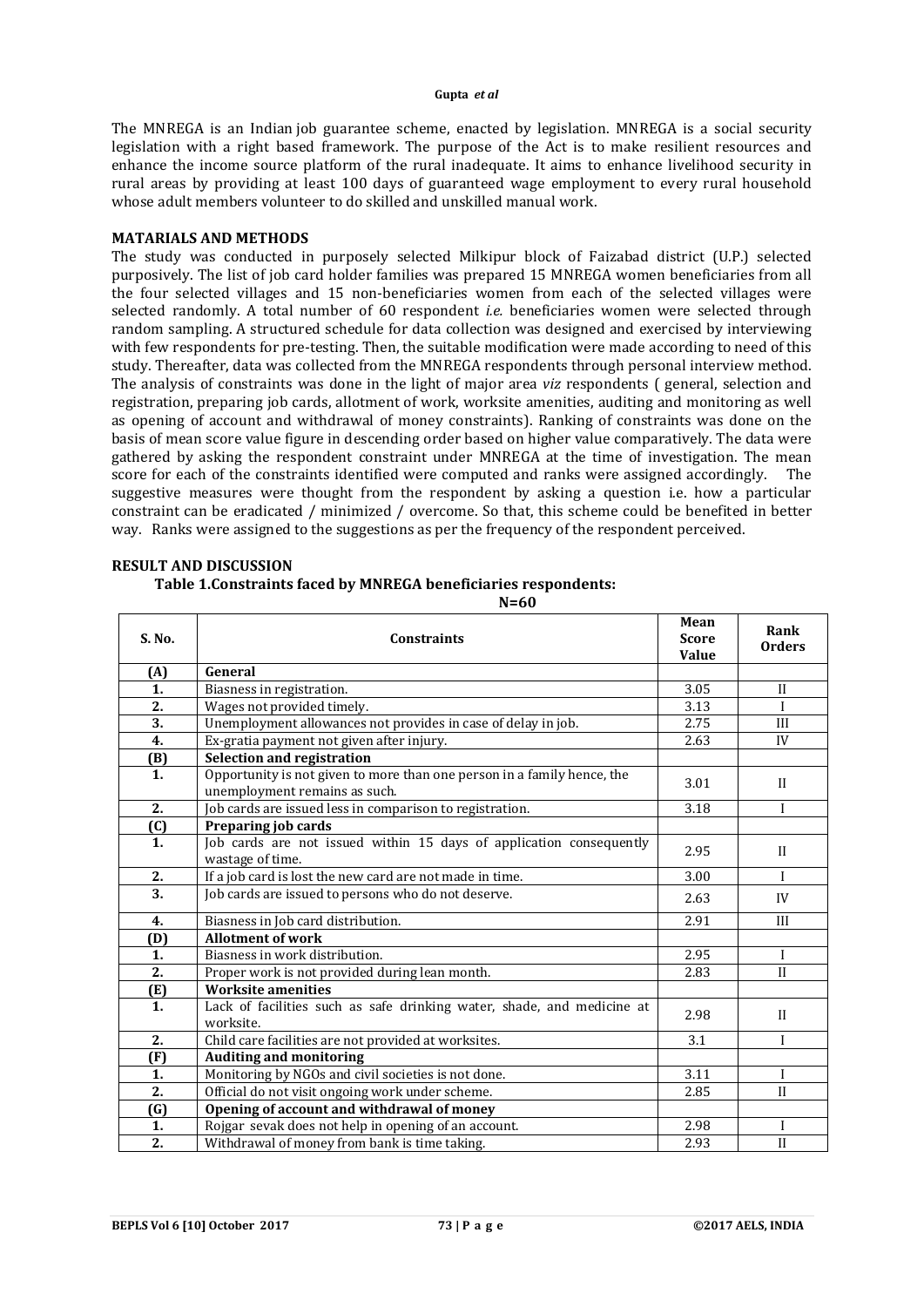The MNREGA is an Indian job guarantee scheme, enacted by legislation. MNREGA is a social security legislation with a right based framework. The purpose of the Act is to make resilient resources and enhance the income source platform of the rural inadequate. It aims to enhance livelihood security in rural areas by providing at least 100 days of guaranteed wage employment to every rural household whose adult members volunteer to do skilled and unskilled manual work.

## MATARIALS AND METHODS

The study was conducted in purposely selected Milkipur block of Faizabad district (U.P.) selected purposively. The list of job card holder families was prepared 15 MNREGA women beneficiaries from all the four selected villages and 15 non-beneficiaries women from each of the selected villages were selected randomly. A total number of 60 respondent *i.e.* beneficiaries women were selected through random sampling. A structured schedule for data collection was designed and exercised by interviewing with few respondents for pre-testing. Then, the suitable modification were made according to need of this study. Thereafter, data was collected from the MNREGA respondents through personal interview method. The analysis of constraints was done in the light of major area *viz* respondents ( general, selection and registration, preparing job cards, allotment of work, worksite amenities, auditing and monitoring as well as opening of account and withdrawal of money constraints). Ranking of constraints was done on the basis of mean score value figure in descending order based on higher value comparatively. The data were gathered by asking the respondent constraint under MNREGA at the time of investigation. The mean score for each of the constraints identified were computed and ranks were assigned accordingly. The suggestive measures were thought from the respondent by asking a question i.e. how a particular constraint can be eradicated / minimized / overcome. So that, this scheme could be benefited in better way. Ranks were assigned to the suggestions as per the frequency of the respondent perceived.

## RESULT AND DISCUSSION

**Table 1.Constraints faced by MNREGA beneficiaries respondents:**

**N=60**

| S. No. | Constraints | Mean Score Value | Rank Orders |
|---|---|---|---|
| **(A)** | **General** | | |
| **1.** | Biasness in registration. | 3.05 | II |
| **2.** | Wages not provided timely. | 3.13 | I |
| **3.** | Unemployment allowances not provides in case of delay in job. | 2.75 | III |
| **4.** | Ex-gratia payment not given after injury. | 2.63 | IV |
| **(B)** | **Selection and registration** | | |
| **1.** | Opportunity is not given to more than one person in a family hence, the unemployment remains as such. | 3.01 | II |
| **2.** | Job cards are issued less in comparison to registration. | 3.18 | I |
| **(C)** | **Preparing job cards** | | |
| **1.** | Job cards are not issued within 15 days of application consequently wastage of time. | 2.95 | II |
| **2.** | If a job card is lost the new card are not made in time. | 3.00 | I |
| **3.** | Job cards are issued to persons who do not deserve. | 2.63 | IV |
| **4.** | Biasness in Job card distribution. | 2.91 | III |
| **(D)** | **Allotment of work** | | |
| **1.** | Biasness in work distribution. | 2.95 | I |
| **2.** | Proper work is not provided during lean month. | 2.83 | II |
| **(E)** | **Worksite amenities** | | |
| **1.** | Lack of facilities such as safe drinking water, shade, and medicine at worksite. | 2.98 | II |
| **2.** | Child care facilities are not provided at worksites. | 3.1 | I |
| **(F)** | **Auditing and monitoring** | | |
| **1.** | Monitoring by NGOs and civil societies is not done. | 3.11 | I |
| **2.** | Official do not visit ongoing work under scheme. | 2.85 | II |
| **(G)** | **Opening of account and withdrawal of money** | | |
| **1.** | Rojgar sevak does not help in opening of an account. | 2.98 | I |
| **2.** | Withdrawal of money from bank is time taking. | 2.93 | II |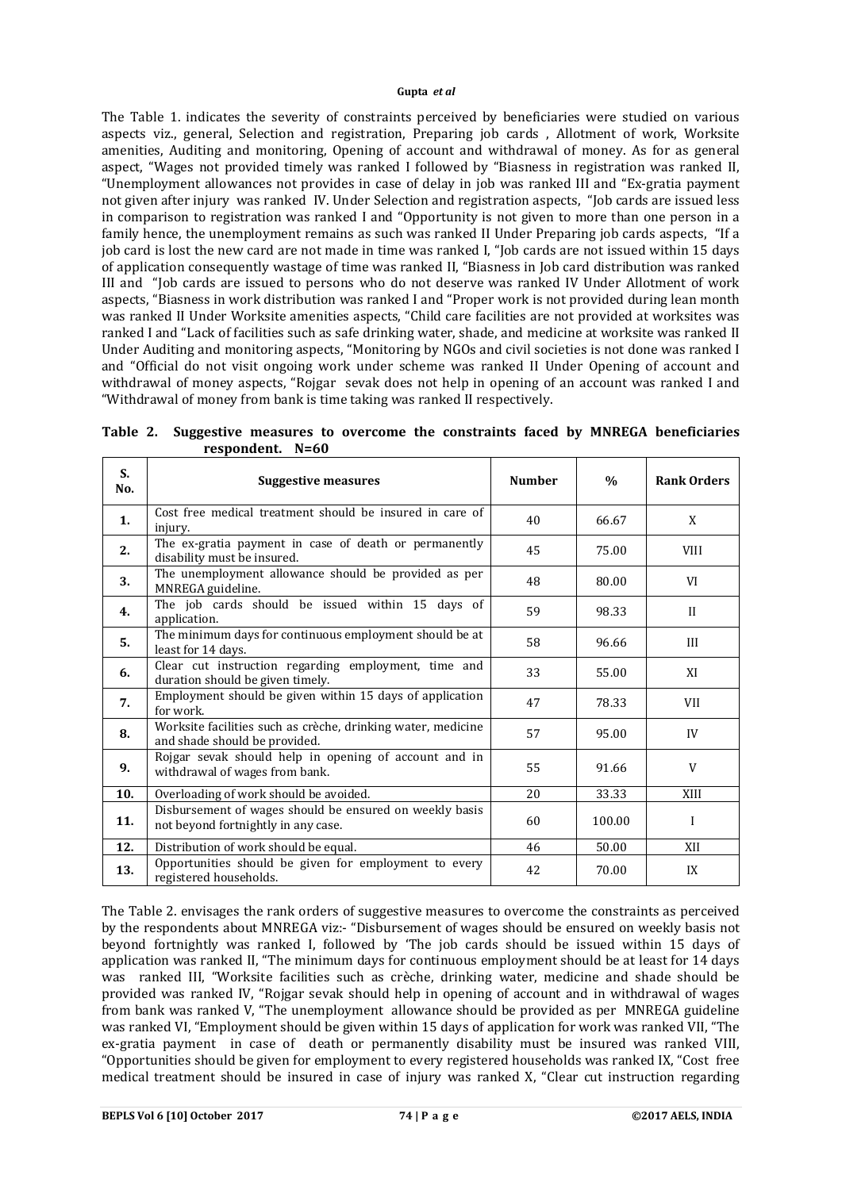The Table 1. indicates the severity of constraints perceived by beneficiaries were studied on various aspects viz., general, Selection and registration, Preparing job cards , Allotment of work, Worksite amenities, Auditing and monitoring, Opening of account and withdrawal of money. As for as general aspect, "Wages not provided timely was ranked I followed by "Biasness in registration was ranked II, "Unemployment allowances not provides in case of delay in job was ranked III and "Ex-gratia payment not given after injury was ranked IV. Under Selection and registration aspects, "Job cards are issued less in comparison to registration was ranked I and "Opportunity is not given to more than one person in a family hence, the unemployment remains as such was ranked II Under Preparing job cards aspects, "If a job card is lost the new card are not made in time was ranked I, "Job cards are not issued within 15 days of application consequently wastage of time was ranked II, "Biasness in Job card distribution was ranked III and "Job cards are issued to persons who do not deserve was ranked IV Under Allotment of work aspects, "Biasness in work distribution was ranked I and "Proper work is not provided during lean month was ranked II Under Worksite amenities aspects, "Child care facilities are not provided at worksites was ranked I and "Lack of facilities such as safe drinking water, shade, and medicine at worksite was ranked II Under Auditing and monitoring aspects, "Monitoring by NGOs and civil societies is not done was ranked I and "Official do not visit ongoing work under scheme was ranked II Under Opening of account and withdrawal of money aspects, "Rojgar sevak does not help in opening of an account was ranked I and "Withdrawal of money from bank is time taking was ranked II respectively.

**Table 2. Suggestive measures to overcome the constraints faced by MNREGA beneficiaries respondent. N=60**

| S. No. | Suggestive measures | Number | % | Rank Orders |
|---|---|---|---|---|
| **1.** | Cost free medical treatment should be insured in care of injury. | 40 | 66.67 | X |
| **2.** | The ex-gratia payment in case of death or permanently disability must be insured. | 45 | 75.00 | VIII |
| **3.** | The unemployment allowance should be provided as per MNREGA guideline. | 48 | 80.00 | VI |
| **4.** | The job cards should be issued within 15 days of application. | 59 | 98.33 | II |
| **5.** | The minimum days for continuous employment should be at least for 14 days. | 58 | 96.66 | III |
| **6.** | Clear cut instruction regarding employment, time and duration should be given timely. | 33 | 55.00 | XI |
| **7.** | Employment should be given within 15 days of application for work. | 47 | 78.33 | VII |
| **8.** | Worksite facilities such as crèche, drinking water, medicine and shade should be provided. | 57 | 95.00 | IV |
| **9.** | Rojgar sevak should help in opening of account and in withdrawal of wages from bank. | 55 | 91.66 | V |
| **10.** | Overloading of work should be avoided. | 20 | 33.33 | XIII |
| **11.** | Disbursement of wages should be ensured on weekly basis not beyond fortnightly in any case. | 60 | 100.00 | I |
| **12.** | Distribution of work should be equal. | 46 | 50.00 | XII |
| **13.** | Opportunities should be given for employment to every registered households. | 42 | 70.00 | IX |

The Table 2. envisages the rank orders of suggestive measures to overcome the constraints as perceived by the respondents about MNREGA viz:- "Disbursement of wages should be ensured on weekly basis not beyond fortnightly was ranked I, followed by 'The job cards should be issued within 15 days of application was ranked II, "The minimum days for continuous employment should be at least for 14 days was ranked III, "Worksite facilities such as crèche, drinking water, medicine and shade should be provided was ranked IV, "Rojgar sevak should help in opening of account and in withdrawal of wages from bank was ranked V, "The unemployment allowance should be provided as per MNREGA guideline was ranked VI, "Employment should be given within 15 days of application for work was ranked VII, "The ex-gratia payment in case of death or permanently disability must be insured was ranked VIII, "Opportunities should be given for employment to every registered households was ranked IX, "Cost free medical treatment should be insured in case of injury was ranked X, "Clear cut instruction regarding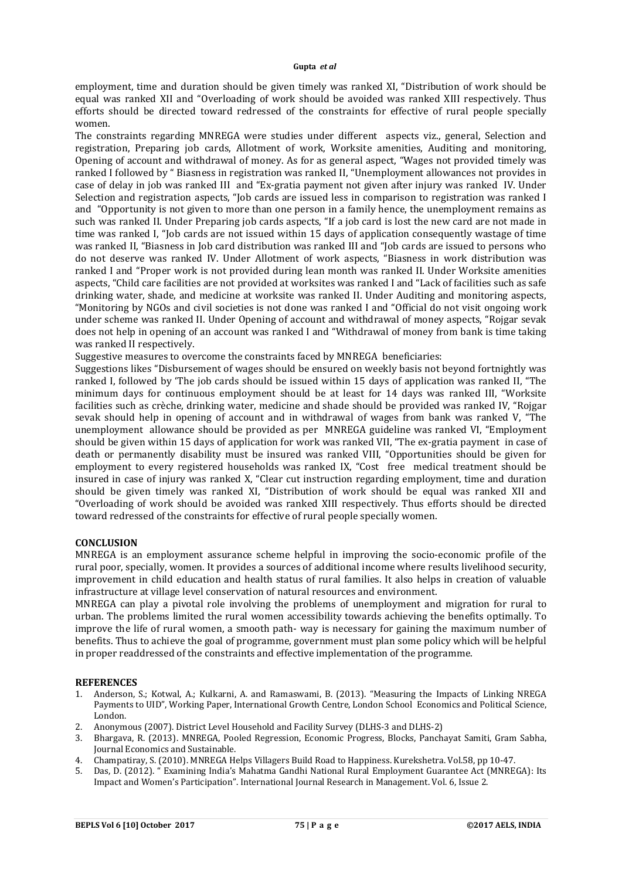employment, time and duration should be given timely was ranked XI, "Distribution of work should be equal was ranked XII and "Overloading of work should be avoided was ranked XIII respectively. Thus efforts should be directed toward redressed of the constraints for effective of rural people specially women.

The constraints regarding MNREGA were studies under different aspects viz., general, Selection and registration, Preparing job cards, Allotment of work, Worksite amenities, Auditing and monitoring, Opening of account and withdrawal of money. As for as general aspect, "Wages not provided timely was ranked I followed by " Biasness in registration was ranked II, "Unemployment allowances not provides in case of delay in job was ranked III and "Ex-gratia payment not given after injury was ranked IV. Under Selection and registration aspects, "Job cards are issued less in comparison to registration was ranked I and "Opportunity is not given to more than one person in a family hence, the unemployment remains as such was ranked II. Under Preparing job cards aspects, "If a job card is lost the new card are not made in time was ranked I, "Job cards are not issued within 15 days of application consequently wastage of time was ranked II, "Biasness in Job card distribution was ranked III and "Job cards are issued to persons who do not deserve was ranked IV. Under Allotment of work aspects, "Biasness in work distribution was ranked I and "Proper work is not provided during lean month was ranked II. Under Worksite amenities aspects, "Child care facilities are not provided at worksites was ranked I and "Lack of facilities such as safe drinking water, shade, and medicine at worksite was ranked II. Under Auditing and monitoring aspects, "Monitoring by NGOs and civil societies is not done was ranked I and "Official do not visit ongoing work under scheme was ranked II. Under Opening of account and withdrawal of money aspects, "Rojgar sevak does not help in opening of an account was ranked I and "Withdrawal of money from bank is time taking was ranked II respectively.

Suggestive measures to overcome the constraints faced by MNREGA beneficiaries:

Suggestions likes "Disbursement of wages should be ensured on weekly basis not beyond fortnightly was ranked I, followed by 'The job cards should be issued within 15 days of application was ranked II, "The minimum days for continuous employment should be at least for 14 days was ranked III, "Worksite facilities such as crèche, drinking water, medicine and shade should be provided was ranked IV, "Rojgar sevak should help in opening of account and in withdrawal of wages from bank was ranked V, "The unemployment allowance should be provided as per MNREGA guideline was ranked VI, "Employment should be given within 15 days of application for work was ranked VII, "The ex-gratia payment in case of death or permanently disability must be insured was ranked VIII, "Opportunities should be given for employment to every registered households was ranked IX, "Cost free medical treatment should be insured in case of injury was ranked X, "Clear cut instruction regarding employment, time and duration should be given timely was ranked XI, "Distribution of work should be equal was ranked XII and "Overloading of work should be avoided was ranked XIII respectively. Thus efforts should be directed toward redressed of the constraints for effective of rural people specially women.

## CONCLUSION

MNREGA is an employment assurance scheme helpful in improving the socio-economic profile of the rural poor, specially, women. It provides a sources of additional income where results livelihood security, improvement in child education and health status of rural families. It also helps in creation of valuable infrastructure at village level conservation of natural resources and environment.

MNREGA can play a pivotal role involving the problems of unemployment and migration for rural to urban. The problems limited the rural women accessibility towards achieving the benefits optimally. To improve the life of rural women, a smooth path- way is necessary for gaining the maximum number of benefits. Thus to achieve the goal of programme, government must plan some policy which will be helpful in proper readdressed of the constraints and effective implementation of the programme.

## REFERENCES

1. Anderson, S.; Kotwal, A.; Kulkarni, A. and Ramaswami, B. (2013). "Measuring the Impacts of Linking NREGA Payments to UID", Working Paper, International Growth Centre, London School Economics and Political Science, London.
2. Anonymous (2007). District Level Household and Facility Survey (DLHS-3 and DLHS-2)
3. Bhargava, R. (2013). MNREGA, Pooled Regression, Economic Progress, Blocks, Panchayat Samiti, Gram Sabha, Journal Economics and Sustainable.
4. Champatiray, S. (2010). MNREGA Helps Villagers Build Road to Happiness. Kurekshetra. Vol.58, pp 10-47.
5. Das, D. (2012). " Examining India's Mahatma Gandhi National Rural Employment Guarantee Act (MNREGA): Its Impact and Women's Participation". International Journal Research in Management. Vol. 6, Issue 2.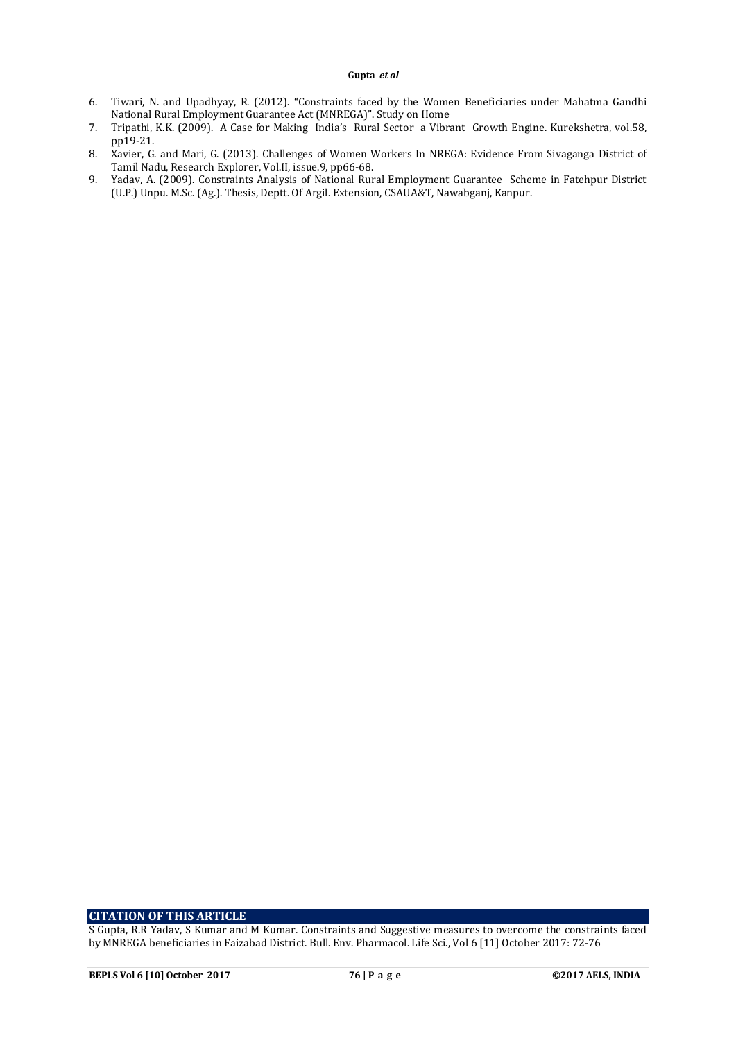6. Tiwari, N. and Upadhyay, R. (2012). "Constraints faced by the Women Beneficiaries under Mahatma Gandhi National Rural Employment Guarantee Act (MNREGA)". Study on Home
7. Tripathi, K.K. (2009). A Case for Making India's Rural Sector a Vibrant Growth Engine. Kurekshetra, vol.58, pp19-21.
8. Xavier, G. and Mari, G. (2013). Challenges of Women Workers In NREGA: Evidence From Sivaganga District of Tamil Nadu, Research Explorer, Vol.II, issue.9, pp66-68.
9. Yadav, A. (2009). Constraints Analysis of National Rural Employment Guarantee Scheme in Fatehpur District (U.P.) Unpu. M.Sc. (Ag.). Thesis, Deptt. Of Argil. Extension, CSAUA&T, Nawabganj, Kanpur.

**CITATION OF THIS ARTICLE**

S Gupta, R.R Yadav, S Kumar and M Kumar. Constraints and Suggestive measures to overcome the constraints faced by MNREGA beneficiaries in Faizabad District. Bull. Env. Pharmacol. Life Sci., Vol 6 [11] October 2017: 72-76